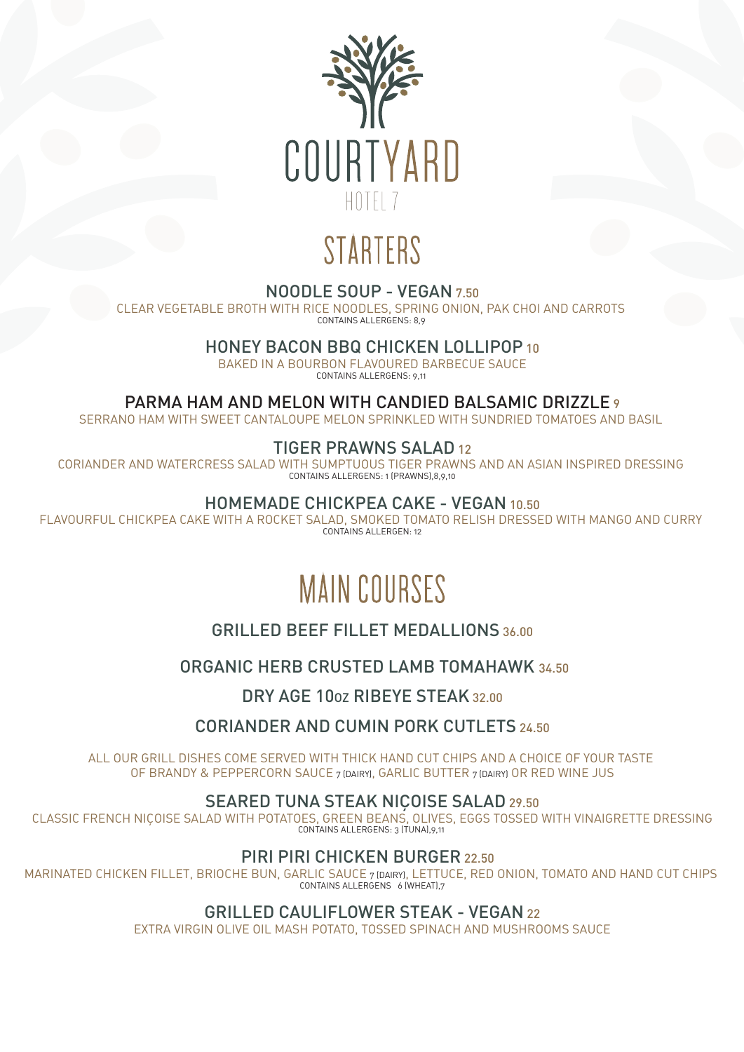# COURTYARD

HOTEL 7

## STARTERS

### NOODLE SOUP - VEGAN 7.50

CLEAR VEGETABLE BROTH WITH RICE NOODLES, SPRING ONION, PAK CHOI AND CARROTS

CONTAINS ALLERGENS: 8,9

### HONEY BACON BBQ CHICKEN LOLLIPOP 10

BAKED IN A BOURBON FLAVOURED BARBECUE SAUCE

CONTAINS ALLERGENS: 9,11

### PARMA HAM AND MELON WITH CANDIED BALSAMIC DRIZZLE 9

SERRANO HAM WITH SWEET CANTALOUPE MELON SPRINKLED WITH SUNDRIED TOMATOES AND BASIL

### TIGER PRAWNS SALAD 12

CORIANDER AND WATERCRESS SALAD WITH SUMPTUOUS TIGER PRAWNS AND AN ASIAN INSPIRED DRESSING

CONTAINS ALLERGENS: 1 (PRAWNS),8,9,10

### HOMEMADE CHICKPEA CAKE - VEGAN 10.50

FLAVOURFUL CHICKPEA CAKE WITH A ROCKET SALAD, SMOKED TOMATO RELISH DRESSED WITH MANGO AND CURRY

CONTAINS ALLERGEN: 12

## MAIN COURSES

### GRILLED BEEF FILLET MEDALLIONS 36.00

### ORGANIC HERB CRUSTED LAMB TOMAHAWK 34.50

### DRY AGE 10oz RIBEYE STEAK 32.00

### CORIANDER AND CUMIN PORK CUTLETS 24.50

ALL OUR GRILL DISHES COME SERVED WITH THICK HAND CUT CHIPS AND A CHOICE OF YOUR TASTE OF BRANDY & PEPPERCORN SAUCE 7 (DAIRY), GARLIC BUTTER 7 (DAIRY) OR RED WINE JUS

### SEARED TUNA STEAK NIÇOISE SALAD 29.50

CLASSIC FRENCH NIÇOISE SALAD WITH POTATOES, GREEN BEANS, OLIVES, EGGS TOSSED WITH VINAIGRETTE DRESSING

CONTAINS ALLERGENS: 3 (TUNA),9,11

### PIRI PIRI CHICKEN BURGER 22.50

MARINATED CHICKEN FILLET, BRIOCHE BUN, GARLIC SAUCE 7 (DAIRY), LETTUCE, RED ONION, TOMATO AND HAND CUT CHIPS

CONTAINS ALLERGENS 6 (WHEAT),7

### GRILLED CAULIFLOWER STEAK - VEGAN 22

EXTRA VIRGIN OLIVE OIL MASH POTATO, TOSSED SPINACH AND MUSHROOMS SAUCE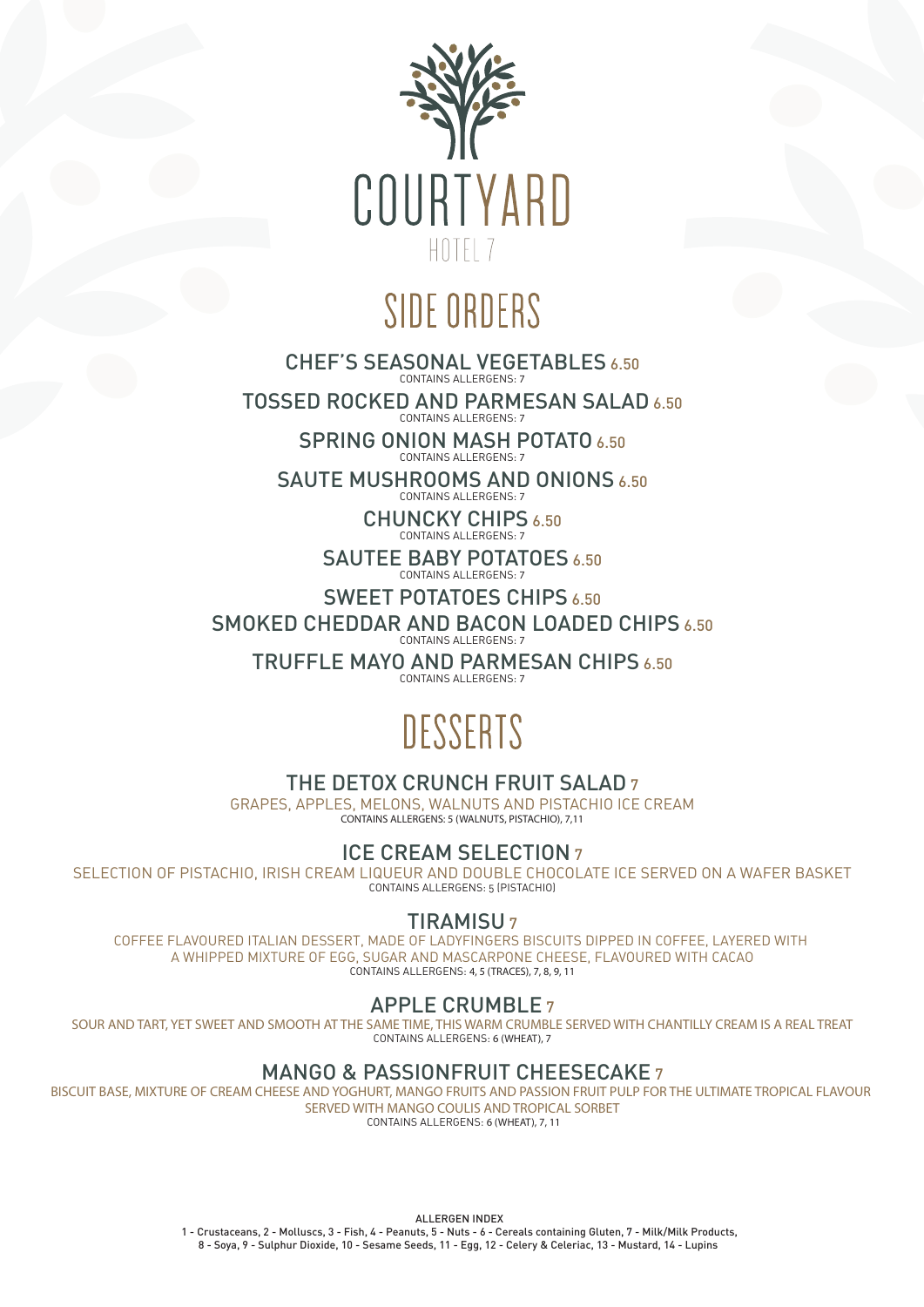COURTYARD

HOTEL 7

# SIDE ORDERS

**CHEF'S SEASONAL VEGETABLES** 6.50
CONTAINS ALLERGENS: 7

**TOSSED ROCKED AND PARMESAN SALAD** 6.50
CONTAINS ALLERGENS: 7

**SPRING ONION MASH POTATO** 6.50
CONTAINS ALLERGENS: 7

**SAUTE MUSHROOMS AND ONIONS** 6.50
CONTAINS ALLERGENS: 7

**CHUNCKY CHIPS** 6.50
CONTAINS ALLERGENS: 7

**SAUTEE BABY POTATOES** 6.50
CONTAINS ALLERGENS: 7

**SWEET POTATOES CHIPS** 6.50

**SMOKED CHEDDAR AND BACON LOADED CHIPS** 6.50
CONTAINS ALLERGENS: 7

**TRUFFLE MAYO AND PARMESAN CHIPS** 6.50
CONTAINS ALLERGENS: 7

# DESSERTS

**THE DETOX CRUNCH FRUIT SALAD** 7
GRAPES, APPLES, MELONS, WALNUTS AND PISTACHIO ICE CREAM
CONTAINS ALLERGENS: 5 (WALNUTS, PISTACHIO), 7,11

**ICE CREAM SELECTION** 7
SELECTION OF PISTACHIO, IRISH CREAM LIQUEUR AND DOUBLE CHOCOLATE ICE SERVED ON A WAFER BASKET
CONTAINS ALLERGENS: 5 (PISTACHIO)

**TIRAMISU** 7
COFFEE FLAVOURED ITALIAN DESSERT, MADE OF LADYFINGERS BISCUITS DIPPED IN COFFEE, LAYERED WITH A WHIPPED MIXTURE OF EGG, SUGAR AND MASCARPONE CHEESE, FLAVOURED WITH CACAO
CONTAINS ALLERGENS: 4, 5 (TRACES), 7, 8, 9, 11

**APPLE CRUMBLE** 7
SOUR AND TART, YET SWEET AND SMOOTH AT THE SAME TIME, THIS WARM CRUMBLE SERVED WITH CHANTILLY CREAM IS A REAL TREAT
CONTAINS ALLERGENS: 6 (WHEAT), 7

**MANGO & PASSIONFRUIT CHEESECAKE** 7
BISCUIT BASE, MIXTURE OF CREAM CHEESE AND YOGHURT, MANGO FRUITS AND PASSION FRUIT PULP FOR THE ULTIMATE TROPICAL FLAVOUR SERVED WITH MANGO COULIS AND TROPICAL SORBET
CONTAINS ALLERGENS: 6 (WHEAT), 7, 11

ALLERGEN INDEX
1 - Crustaceans, 2 - Molluscs, 3 - Fish, 4 - Peanuts, 5 - Nuts - 6 - Cereals containing Gluten, 7 - Milk/Milk Products, 8 - Soya, 9 - Sulphur Dioxide, 10 - Sesame Seeds, 11 - Egg, 12 - Celery & Celeriac, 13 - Mustard, 14 - Lupins